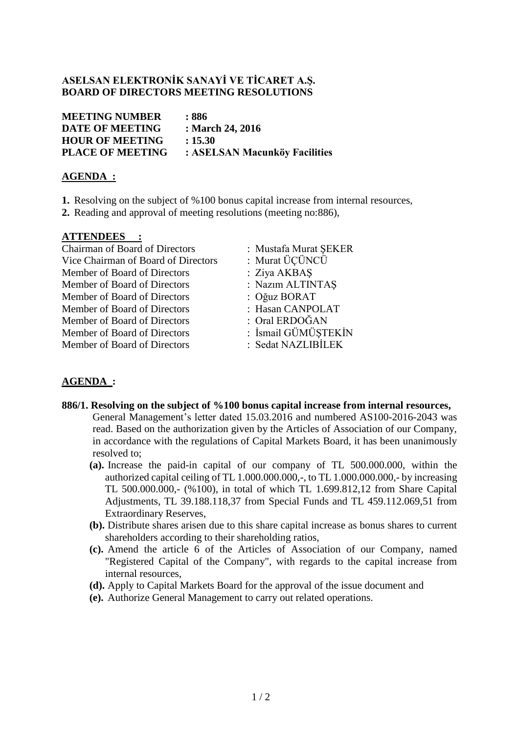**ASELSAN ELEKTRONİK SANAYİ VE TİCARET A.Ş.**
**BOARD OF DIRECTORS MEETING RESOLUTIONS**

| | |
|---|---|
| **MEETING NUMBER** | **: 886** |
| **DATE OF MEETING** | **: March 24, 2016** |
| **HOUR OF MEETING** | **: 15.30** |
| **PLACE OF MEETING** | **: ASELSAN Macunköy Facilities** |

**AGENDA :**

1. Resolving on the subject of %100 bonus capital increase from internal resources,
2. Reading and approval of meeting resolutions (meeting no:886),

**ATTENDEES :**

| | |
|---|---|
| Chairman of Board of Directors | : Mustafa Murat ŞEKER |
| Vice Chairman of Board of Directors | : Murat ÜÇÜNCÜ |
| Member of Board of Directors | : Ziya AKBAŞ |
| Member of Board of Directors | : Nazım ALTINTAŞ |
| Member of Board of Directors | : Oğuz BORAT |
| Member of Board of Directors | : Hasan CANPOLAT |
| Member of Board of Directors | : Oral ERDOĞAN |
| Member of Board of Directors | : İsmail GÜMÜŞTEKİN |
| Member of Board of Directors | : Sedat NAZLIBİLEK |

**AGENDA :**

**886/1. Resolving on the subject of %100 bonus capital increase from internal resources,**

General Management's letter dated 15.03.2016 and numbered AS100-2016-2043 was read. Based on the authorization given by the Articles of Association of our Company, in accordance with the regulations of Capital Markets Board, it has been unanimously resolved to;

**(a).** Increase the paid-in capital of our company of TL 500.000.000, within the authorized capital ceiling of TL 1.000.000.000,-, to TL 1.000.000.000,- by increasing TL 500.000.000,- (%100), in total of which TL 1.699.812,12 from Share Capital Adjustments, TL 39.188.118,37 from Special Funds and TL 459.112.069,51 from Extraordinary Reserves,

**(b).** Distribute shares arisen due to this share capital increase as bonus shares to current shareholders according to their shareholding ratios,

**(c).** Amend the article 6 of the Articles of Association of our Company, named "Registered Capital of the Company", with regards to the capital increase from internal resources,

**(d).** Apply to Capital Markets Board for the approval of the issue document and

**(e).** Authorize General Management to carry out related operations.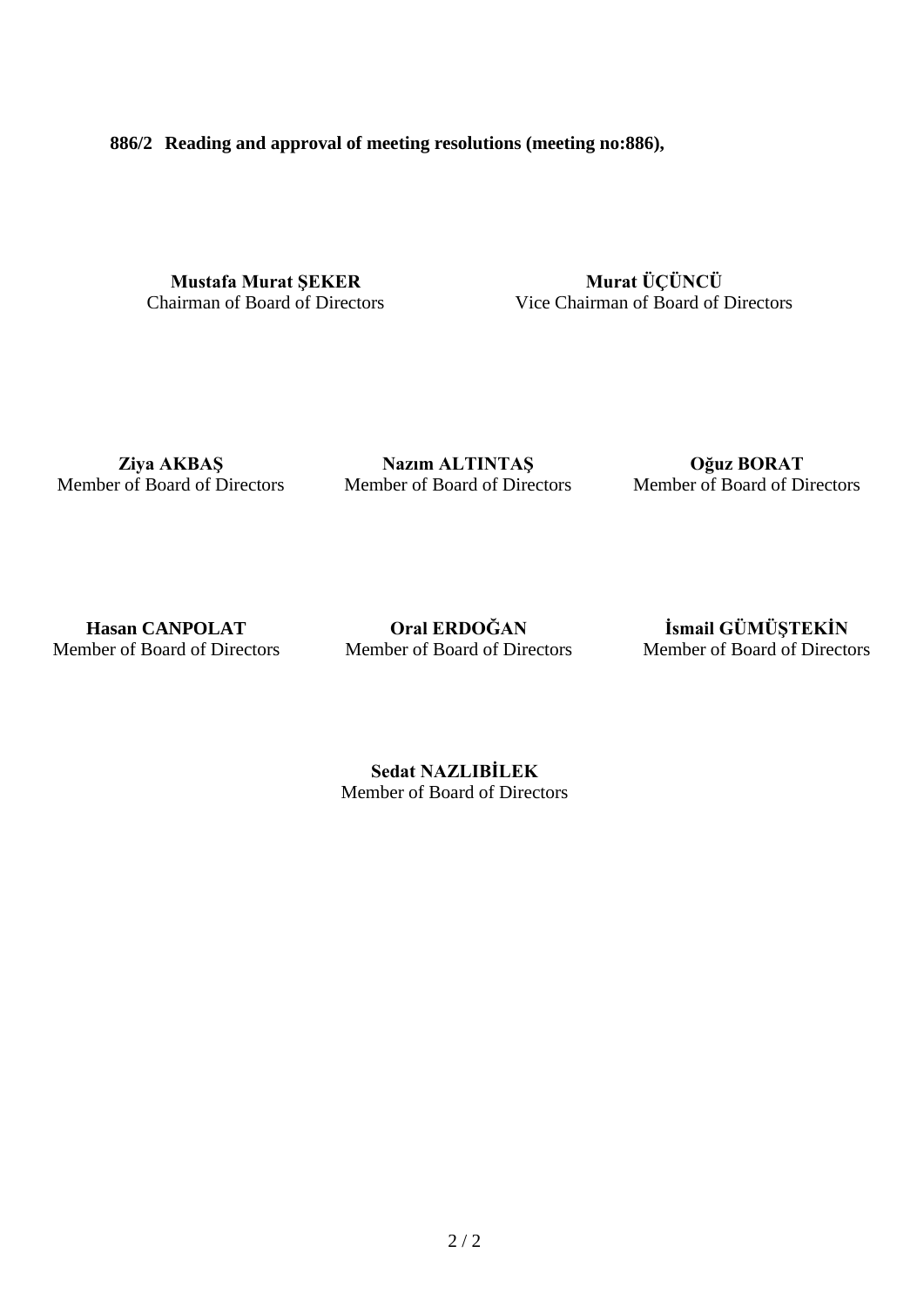**886/2 Reading and approval of meeting resolutions (meeting no:886),**

**Mustafa Murat ŞEKER**
Chairman of Board of Directors

**Murat ÜÇÜNCÜ**
Vice Chairman of Board of Directors

**Ziya AKBAŞ**
Member of Board of Directors

**Nazım ALTINTAŞ**
Member of Board of Directors

**Oğuz BORAT**
Member of Board of Directors

**Hasan CANPOLAT**
Member of Board of Directors

**Oral ERDOĞAN**
Member of Board of Directors

**İsmail GÜMÜŞTEKİN**
Member of Board of Directors

**Sedat NAZLIBİLEK**
Member of Board of Directors